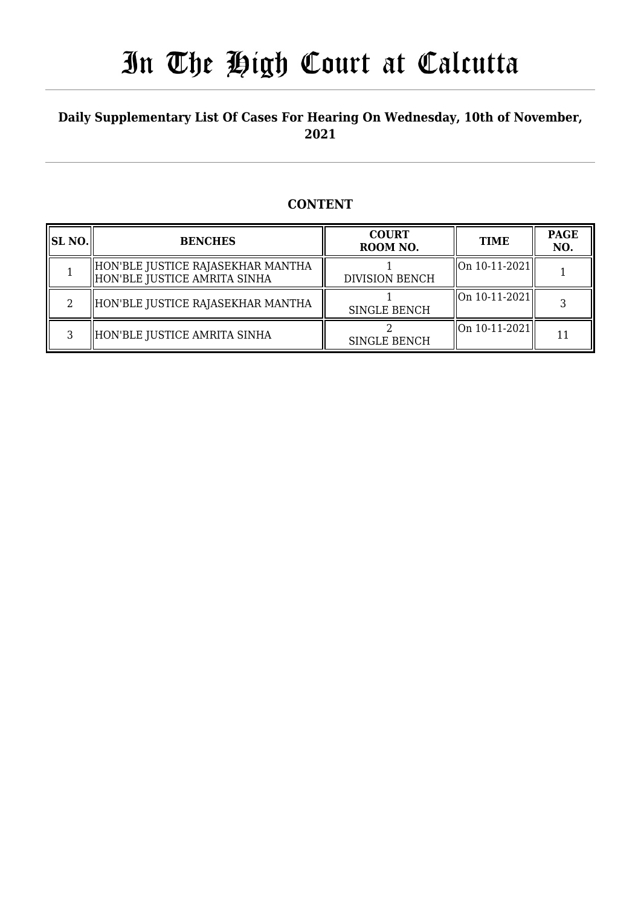# In The High Court at Calcutta

## Daily Supplementary List Of Cases For Hearing On Wednesday, 10th of November, 2021

## CONTENT

| SL NO. | BENCHES | COURT ROOM NO. | TIME | PAGE NO. |
|---|---|---|---|---|
| 1 | HON'BLE JUSTICE RAJASEKHAR MANTHA<br>HON'BLE JUSTICE AMRITA SINHA | 1<br>DIVISION BENCH | On 10-11-2021 | 1 |
| 2 | HON'BLE JUSTICE RAJASEKHAR MANTHA | 1<br>SINGLE BENCH | On 10-11-2021 | 3 |
| 3 | HON'BLE JUSTICE AMRITA SINHA | 2<br>SINGLE BENCH | On 10-11-2021 | 11 |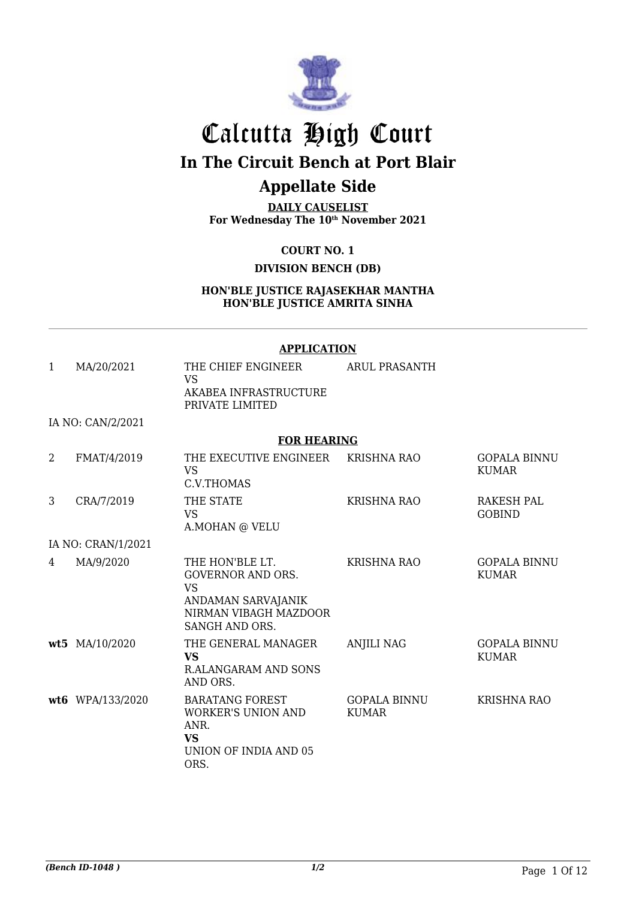# Calcutta High Court

## In The Circuit Bench at Port Blair

## Appellate Side

**DAILY CAUSELIST**
**For Wednesday The 10th November 2021**

**COURT NO. 1**

**DIVISION BENCH (DB)**

**HON'BLE JUSTICE RAJASEKHAR MANTHA**
**HON'BLE JUSTICE AMRITA SINHA**

---

**APPLICATION**

| | | | | |
|---|---|---|---|---|
| 1 | MA/20/2021 | THE CHIEF ENGINEER VS AKABEA INFRASTRUCTURE PRIVATE LIMITED | ARUL PRASANTH | |
| IA NO: CAN/2/2021 | | | | |

**FOR HEARING**

| | | | | |
|---|---|---|---|---|
| 2 | FMAT/4/2019 | THE EXECUTIVE ENGINEER VS C.V.THOMAS | KRISHNA RAO | GOPALA BINNU KUMAR |
| 3 | CRA/7/2019 | THE STATE VS A.MOHAN @ VELU | KRISHNA RAO | RAKESH PAL GOBIND |
| IA NO: CRAN/1/2021 | | | | |
| 4 | MA/9/2020 | THE HON'BLE LT. GOVERNOR AND ORS. VS ANDAMAN SARVAJANIK NIRMAN VIBAGH MAZDOOR SANGH AND ORS. | KRISHNA RAO | GOPALA BINNU KUMAR |
| **wt5** | MA/10/2020 | THE GENERAL MANAGER **VS** R.ALANGARAM AND SONS AND ORS. | ANJILI NAG | GOPALA BINNU KUMAR |
| **wt6** | WPA/133/2020 | BARATANG FOREST WORKER'S UNION AND ANR. **VS** UNION OF INDIA AND 05 ORS. | GOPALA BINNU KUMAR | KRISHNA RAO |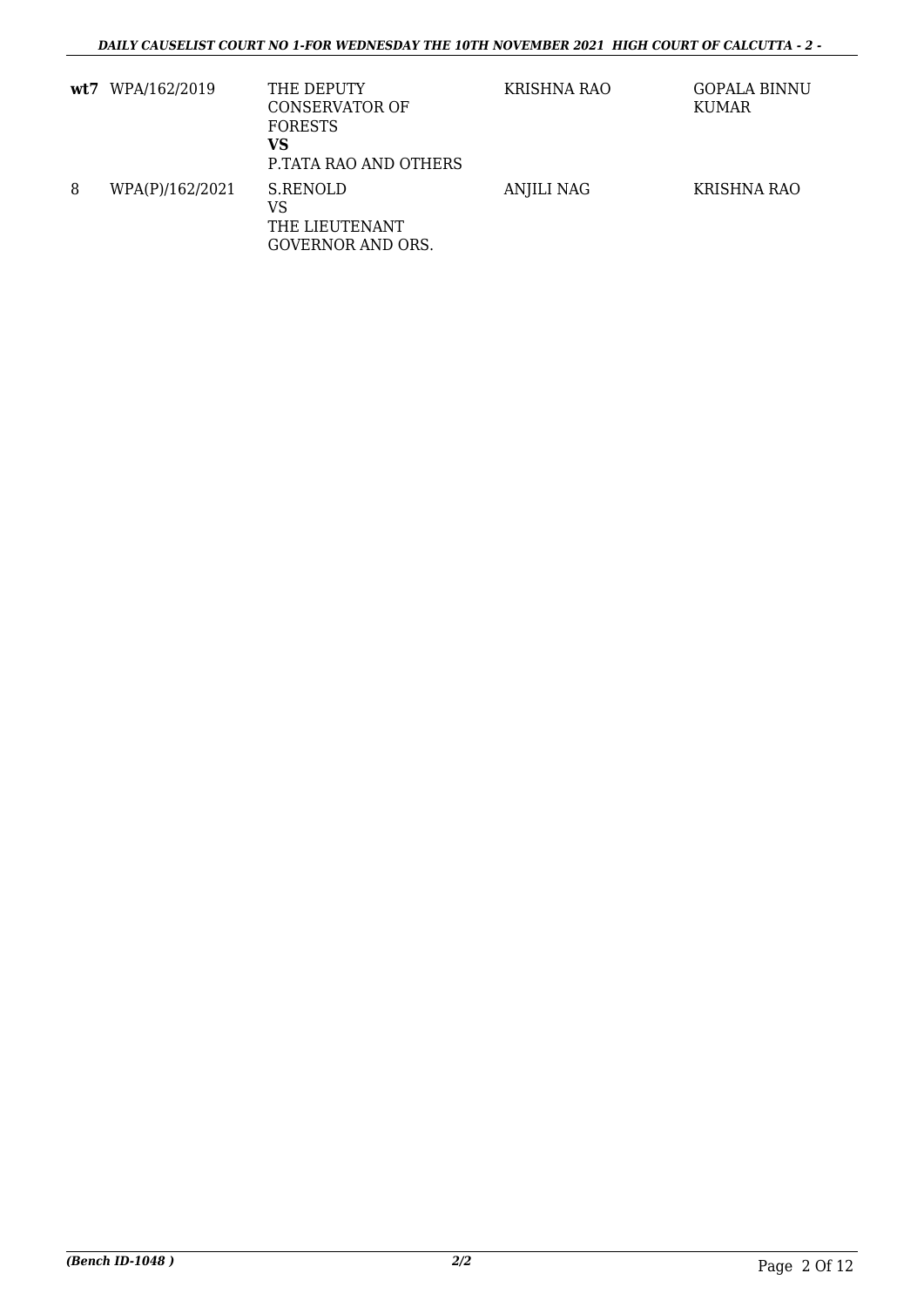| | | | | |
|---|---|---|---|---|
| **wt7** | WPA/162/2019 | THE DEPUTY CONSERVATOR OF FORESTS **VS** P.TATA RAO AND OTHERS | KRISHNA RAO | GOPALA BINNU KUMAR |
| 8 | WPA(P)/162/2021 | S.RENOLD VS THE LIEUTENANT GOVERNOR AND ORS. | ANJILI NAG | KRISHNA RAO |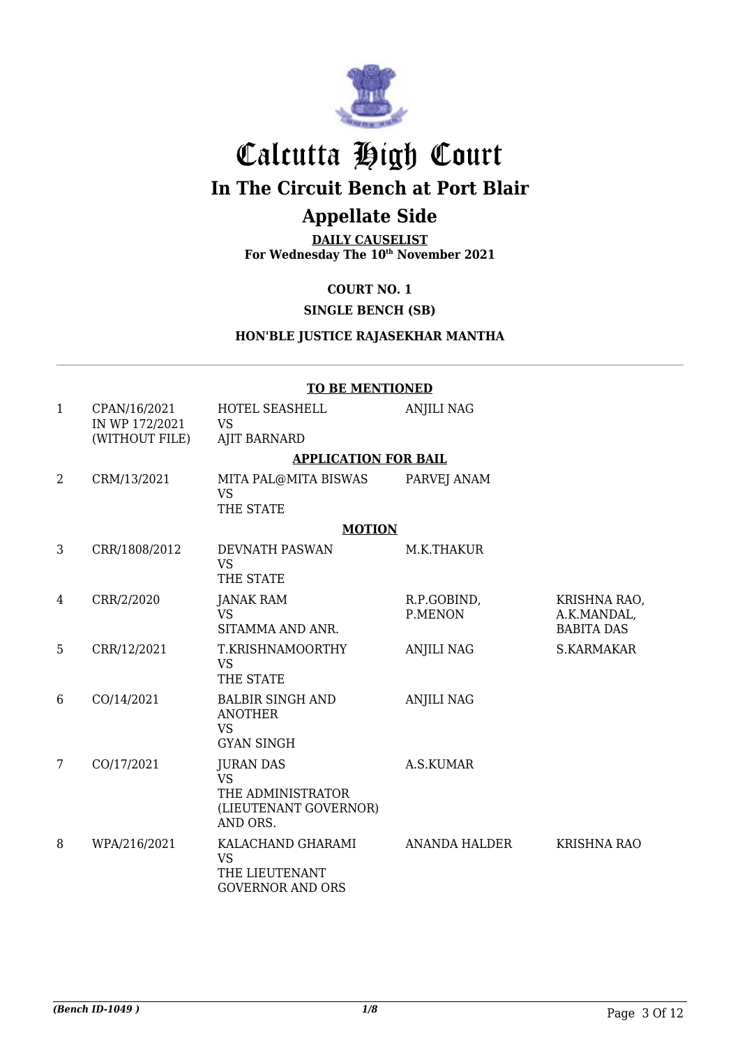# Calcutta High Court

## In The Circuit Bench at Port Blair

## Appellate Side

**DAILY CAUSELIST**
**For Wednesday The 10th November 2021**

**COURT NO. 1**

**SINGLE BENCH (SB)**

**HON'BLE JUSTICE RAJASEKHAR MANTHA**

**TO BE MENTIONED**

| | | | | |
|---|---|---|---|---|
| 1 | CPAN/16/2021 IN WP 172/2021 (WITHOUT FILE) | HOTEL SEASHELL VS AJIT BARNARD | ANJILI NAG | |

**APPLICATION FOR BAIL**

| | | | | |
|---|---|---|---|---|
| 2 | CRM/13/2021 | MITA PAL@MITA BISWAS VS THE STATE | PARVEJ ANAM | |

**MOTION**

| | | | | |
|---|---|---|---|---|
| 3 | CRR/1808/2012 | DEVNATH PASWAN VS THE STATE | M.K.THAKUR | |
| 4 | CRR/2/2020 | JANAK RAM VS SITAMMA AND ANR. | R.P.GOBIND, P.MENON | KRISHNA RAO, A.K.MANDAL, BABITA DAS |
| 5 | CRR/12/2021 | T.KRISHNAMOORTHY VS THE STATE | ANJILI NAG | S.KARMAKAR |
| 6 | CO/14/2021 | BALBIR SINGH AND ANOTHER VS GYAN SINGH | ANJILI NAG | |
| 7 | CO/17/2021 | JURAN DAS VS THE ADMINISTRATOR (LIEUTENANT GOVERNOR) AND ORS. | A.S.KUMAR | |
| 8 | WPA/216/2021 | KALACHAND GHARAMI VS THE LIEUTENANT GOVERNOR AND ORS | ANANDA HALDER | KRISHNA RAO |

*(Bench ID-1049 )*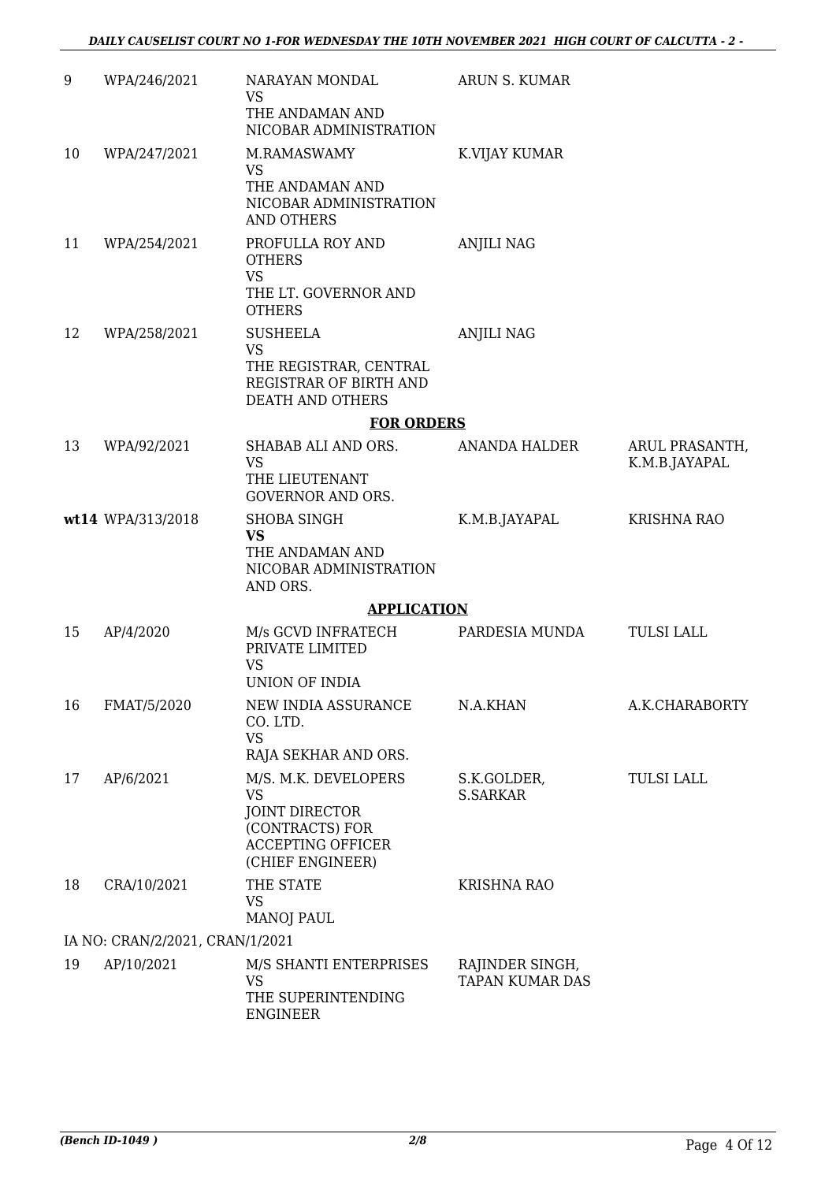| | | | | |
|---|---|---|---|---|
| 9 | WPA/246/2021 | NARAYAN MONDAL<br>VS<br>THE ANDAMAN AND NICOBAR ADMINISTRATION | ARUN S. KUMAR | |
| 10 | WPA/247/2021 | M.RAMASWAMY<br>VS<br>THE ANDAMAN AND NICOBAR ADMINISTRATION AND OTHERS | K.VIJAY KUMAR | |
| 11 | WPA/254/2021 | PROFULLA ROY AND OTHERS<br>VS<br>THE LT. GOVERNOR AND OTHERS | ANJILI NAG | |
| 12 | WPA/258/2021 | SUSHEELA<br>VS<br>THE REGISTRAR, CENTRAL REGISTRAR OF BIRTH AND DEATH AND OTHERS | ANJILI NAG | |

**FOR ORDERS**

| | | | | |
|---|---|---|---|---|
| 13 | WPA/92/2021 | SHABAB ALI AND ORS.<br>VS<br>THE LIEUTENANT GOVERNOR AND ORS. | ANANDA HALDER | ARUL PRASANTH, K.M.B.JAYAPAL |
| **wt14** | WPA/313/2018 | SHOBA SINGH<br>**VS**<br>THE ANDAMAN AND NICOBAR ADMINISTRATION AND ORS. | K.M.B.JAYAPAL | KRISHNA RAO |

**APPLICATION**

| | | | | |
|---|---|---|---|---|
| 15 | AP/4/2020 | M/s GCVD INFRATECH PRIVATE LIMITED<br>VS<br>UNION OF INDIA | PARDESIA MUNDA | TULSI LALL |
| 16 | FMAT/5/2020 | NEW INDIA ASSURANCE CO. LTD.<br>VS<br>RAJA SEKHAR AND ORS. | N.A.KHAN | A.K.CHARABORTY |
| 17 | AP/6/2021 | M/S. M.K. DEVELOPERS<br>VS<br>JOINT DIRECTOR (CONTRACTS) FOR ACCEPTING OFFICER (CHIEF ENGINEER) | S.K.GOLDER, S.SARKAR | TULSI LALL |
| 18 | CRA/10/2021 | THE STATE<br>VS<br>MANOJ PAUL | KRISHNA RAO | |

IA NO: CRAN/2/2021, CRAN/1/2021

| | | | | |
|---|---|---|---|---|
| 19 | AP/10/2021 | M/S SHANTI ENTERPRISES<br>VS<br>THE SUPERINTENDING ENGINEER | RAJINDER SINGH, TAPAN KUMAR DAS | |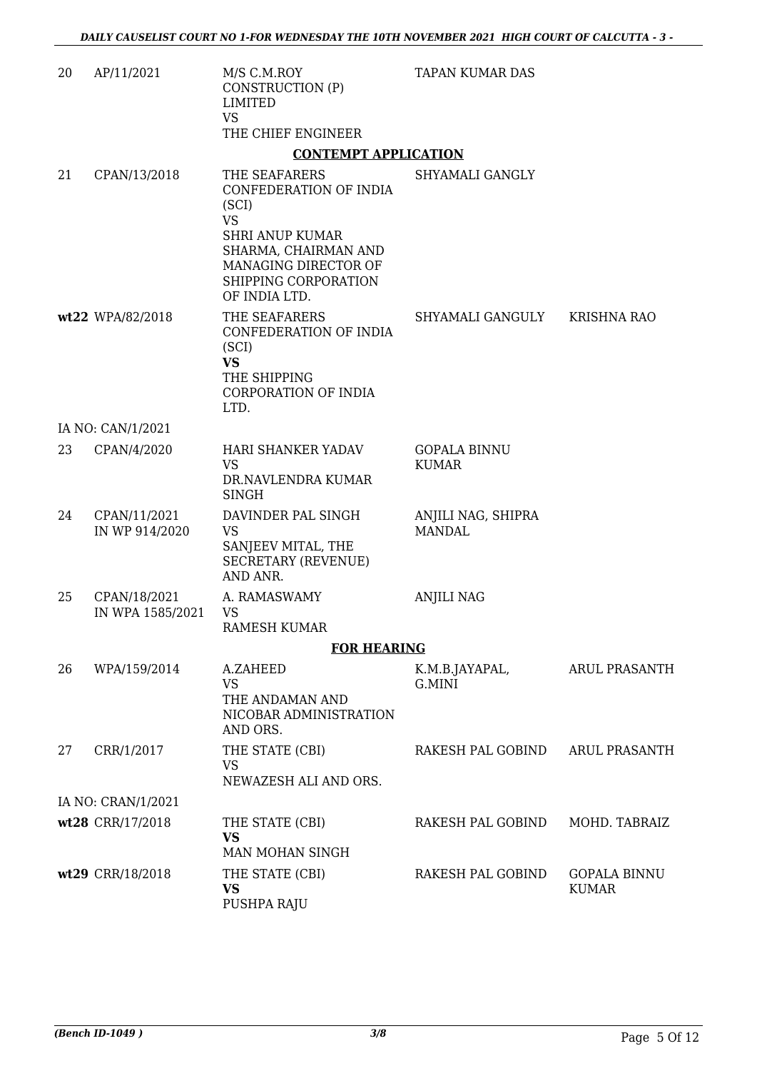| | | | | |
|---|---|---|---|---|
| 20 | AP/11/2021 | M/S C.M.ROY CONSTRUCTION (P) LIMITED<br>VS<br>THE CHIEF ENGINEER | TAPAN KUMAR DAS | |

**CONTEMPT APPLICATION**

| | | | | |
|---|---|---|---|---|
| 21 | CPAN/13/2018 | THE SEAFARERS CONFEDERATION OF INDIA (SCI)<br>VS<br>SHRI ANUP KUMAR SHARMA, CHAIRMAN AND MANAGING DIRECTOR OF SHIPPING CORPORATION OF INDIA LTD. | SHYAMALI GANGLY | |
| wt22 | WPA/82/2018 | THE SEAFARERS CONFEDERATION OF INDIA (SCI)<br>**VS**<br>THE SHIPPING CORPORATION OF INDIA LTD. | SHYAMALI GANGULY | KRISHNA RAO |
| | IA NO: CAN/1/2021 | | | |
| 23 | CPAN/4/2020 | HARI SHANKER YADAV<br>VS<br>DR.NAVLENDRA KUMAR SINGH | GOPALA BINNU KUMAR | |
| 24 | CPAN/11/2021 IN WP 914/2020 | DAVINDER PAL SINGH<br>VS<br>SANJEEV MITAL, THE SECRETARY (REVENUE) AND ANR. | ANJILI NAG, SHIPRA MANDAL | |
| 25 | CPAN/18/2021 IN WPA 1585/2021 | A. RAMASWAMY<br>VS<br>RAMESH KUMAR | ANJILI NAG | |

**FOR HEARING**

| | | | | |
|---|---|---|---|---|
| 26 | WPA/159/2014 | A.ZAHEED<br>VS<br>THE ANDAMAN AND NICOBAR ADMINISTRATION AND ORS. | K.M.B.JAYAPAL, G.MINI | ARUL PRASANTH |
| 27 | CRR/1/2017 | THE STATE (CBI)<br>VS<br>NEWAZESH ALI AND ORS. | RAKESH PAL GOBIND | ARUL PRASANTH |
| | IA NO: CRAN/1/2021 | | | |
| wt28 | CRR/17/2018 | THE STATE (CBI)<br>**VS**<br>MAN MOHAN SINGH | RAKESH PAL GOBIND | MOHD. TABRAIZ |
| wt29 | CRR/18/2018 | THE STATE (CBI)<br>**VS**<br>PUSHPA RAJU | RAKESH PAL GOBIND | GOPALA BINNU KUMAR |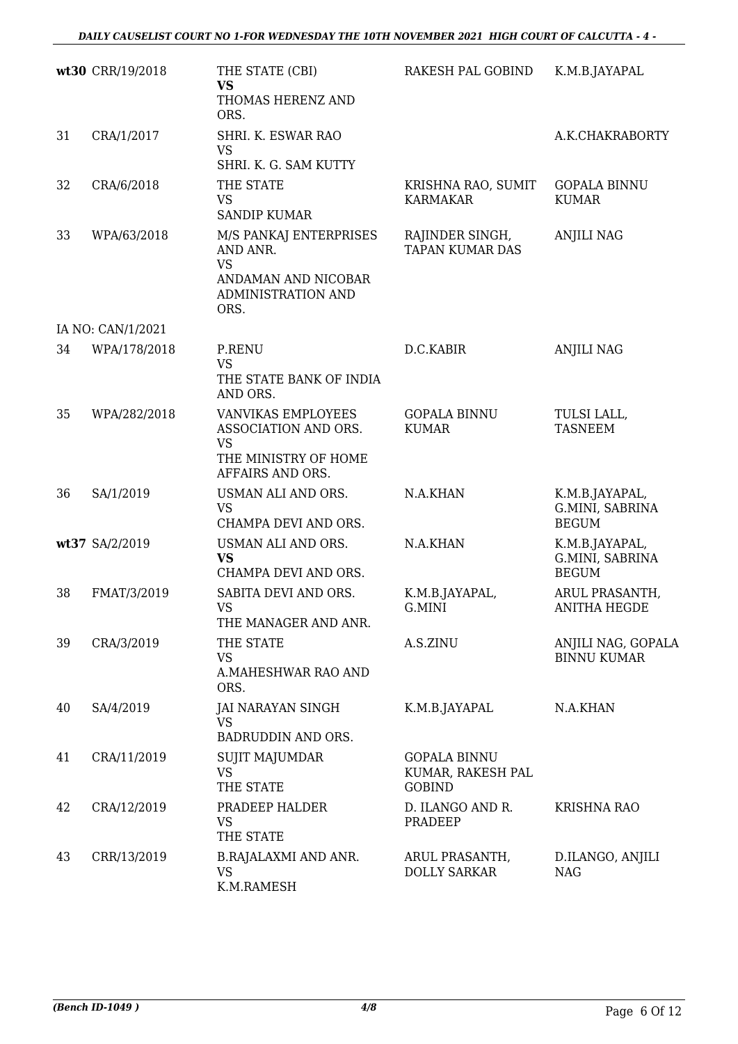| | | | | |
|---|---|---|---|---|
| **wt30** | CRR/19/2018 | THE STATE (CBI) **VS** THOMAS HERENZ AND ORS. | RAKESH PAL GOBIND | K.M.B.JAYAPAL |
| 31 | CRA/1/2017 | SHRI. K. ESWAR RAO VS SHRI. K. G. SAM KUTTY | | A.K.CHAKRABORTY |
| 32 | CRA/6/2018 | THE STATE VS SANDIP KUMAR | KRISHNA RAO, SUMIT KARMAKAR | GOPALA BINNU KUMAR |
| 33 | WPA/63/2018 | M/S PANKAJ ENTERPRISES AND ANR. VS ANDAMAN AND NICOBAR ADMINISTRATION AND ORS. | RAJINDER SINGH, TAPAN KUMAR DAS | ANJILI NAG |
| IA NO: CAN/1/2021 | | | | |
| 34 | WPA/178/2018 | P.RENU VS THE STATE BANK OF INDIA AND ORS. | D.C.KABIR | ANJILI NAG |
| 35 | WPA/282/2018 | VANVIKAS EMPLOYEES ASSOCIATION AND ORS. VS THE MINISTRY OF HOME AFFAIRS AND ORS. | GOPALA BINNU KUMAR | TULSI LALL, TASNEEM |
| 36 | SA/1/2019 | USMAN ALI AND ORS. VS CHAMPA DEVI AND ORS. | N.A.KHAN | K.M.B.JAYAPAL, G.MINI, SABRINA BEGUM |
| **wt37** | SA/2/2019 | USMAN ALI AND ORS. **VS** CHAMPA DEVI AND ORS. | N.A.KHAN | K.M.B.JAYAPAL, G.MINI, SABRINA BEGUM |
| 38 | FMAT/3/2019 | SABITA DEVI AND ORS. VS THE MANAGER AND ANR. | K.M.B.JAYAPAL, G.MINI | ARUL PRASANTH, ANITHA HEGDE |
| 39 | CRA/3/2019 | THE STATE VS A.MAHESHWAR RAO AND ORS. | A.S.ZINU | ANJILI NAG, GOPALA BINNU KUMAR |
| 40 | SA/4/2019 | JAI NARAYAN SINGH VS BADRUDDIN AND ORS. | K.M.B.JAYAPAL | N.A.KHAN |
| 41 | CRA/11/2019 | SUJIT MAJUMDAR VS THE STATE | GOPALA BINNU KUMAR, RAKESH PAL GOBIND | |
| 42 | CRA/12/2019 | PRADEEP HALDER VS THE STATE | D. ILANGO AND R. PRADEEP | KRISHNA RAO |
| 43 | CRR/13/2019 | B.RAJALAXMI AND ANR. VS K.M.RAMESH | ARUL PRASANTH, DOLLY SARKAR | D.ILANGO, ANJILI NAG |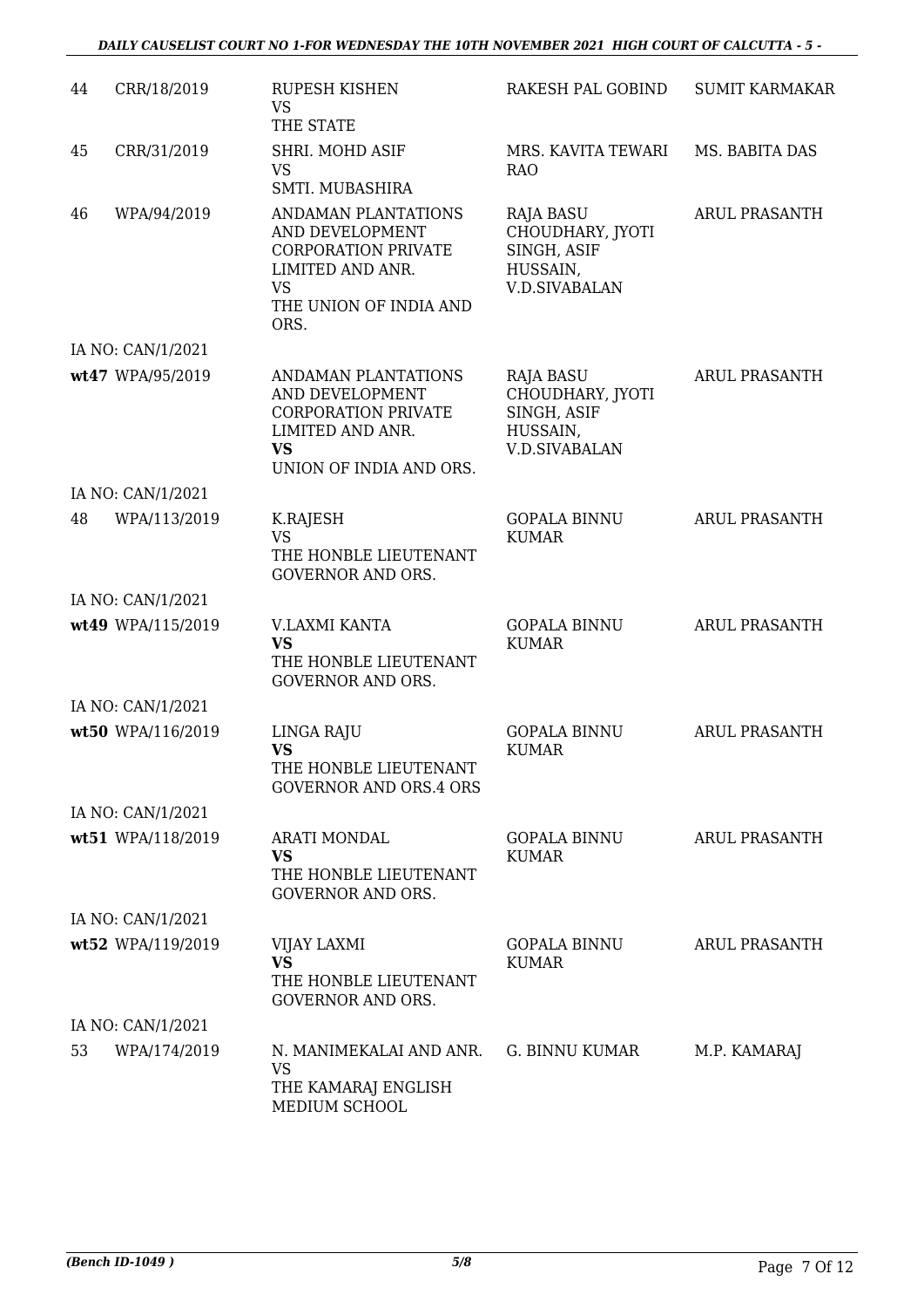| | | | | |
|---|---|---|---|---|
| 44 | CRR/18/2019 | RUPESH KISHEN<br>VS<br>THE STATE | RAKESH PAL GOBIND | SUMIT KARMAKAR |
| 45 | CRR/31/2019 | SHRI. MOHD ASIF<br>VS<br>SMTI. MUBASHIRA | MRS. KAVITA TEWARI RAO | MS. BABITA DAS |
| 46 | WPA/94/2019 | ANDAMAN PLANTATIONS AND DEVELOPMENT CORPORATION PRIVATE LIMITED AND ANR.<br>VS<br>THE UNION OF INDIA AND ORS. | RAJA BASU CHOUDHARY, JYOTI SINGH, ASIF HUSSAIN, V.D.SIVABALAN | ARUL PRASANTH |
| | IA NO: CAN/1/2021 | | | |
| wt47 | WPA/95/2019 | ANDAMAN PLANTATIONS AND DEVELOPMENT CORPORATION PRIVATE LIMITED AND ANR.<br>**VS**<br>UNION OF INDIA AND ORS. | RAJA BASU CHOUDHARY, JYOTI SINGH, ASIF HUSSAIN, V.D.SIVABALAN | ARUL PRASANTH |
| | IA NO: CAN/1/2021 | | | |
| 48 | WPA/113/2019 | K.RAJESH<br>VS<br>THE HONBLE LIEUTENANT GOVERNOR AND ORS. | GOPALA BINNU KUMAR | ARUL PRASANTH |
| | IA NO: CAN/1/2021 | | | |
| wt49 | WPA/115/2019 | V.LAXMI KANTA<br>**VS**<br>THE HONBLE LIEUTENANT GOVERNOR AND ORS. | GOPALA BINNU KUMAR | ARUL PRASANTH |
| | IA NO: CAN/1/2021 | | | |
| wt50 | WPA/116/2019 | LINGA RAJU<br>**VS**<br>THE HONBLE LIEUTENANT GOVERNOR AND ORS.4 ORS | GOPALA BINNU KUMAR | ARUL PRASANTH |
| | IA NO: CAN/1/2021 | | | |
| wt51 | WPA/118/2019 | ARATI MONDAL<br>**VS**<br>THE HONBLE LIEUTENANT GOVERNOR AND ORS. | GOPALA BINNU KUMAR | ARUL PRASANTH |
| | IA NO: CAN/1/2021 | | | |
| wt52 | WPA/119/2019 | VIJAY LAXMI<br>**VS**<br>THE HONBLE LIEUTENANT GOVERNOR AND ORS. | GOPALA BINNU KUMAR | ARUL PRASANTH |
| | IA NO: CAN/1/2021 | | | |
| 53 | WPA/174/2019 | N. MANIMEKALAI AND ANR.<br>VS<br>THE KAMARAJ ENGLISH MEDIUM SCHOOL | G. BINNU KUMAR | M.P. KAMARAJ |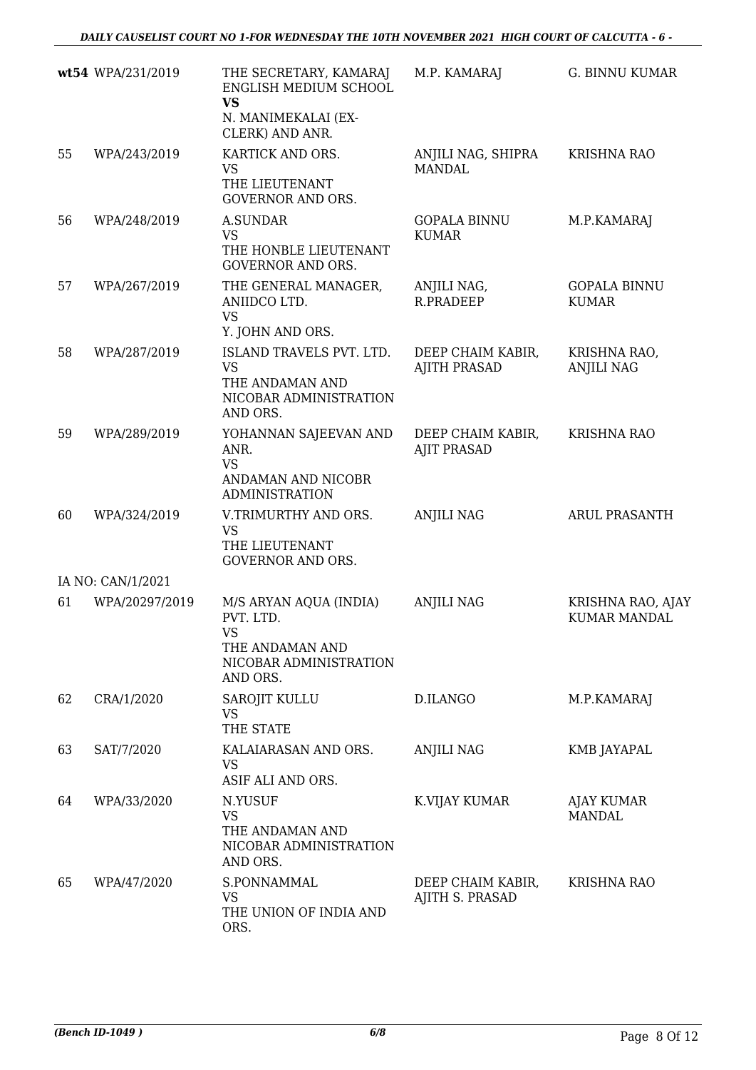| | | | | |
|---|---|---|---|---|
| **wt54** | WPA/231/2019 | THE SECRETARY, KAMARAJ ENGLISH MEDIUM SCHOOL **VS** N. MANIMEKALAI (EX-CLERK) AND ANR. | M.P. KAMARAJ | G. BINNU KUMAR |
| 55 | WPA/243/2019 | KARTICK AND ORS. VS THE LIEUTENANT GOVERNOR AND ORS. | ANJILI NAG, SHIPRA MANDAL | KRISHNA RAO |
| 56 | WPA/248/2019 | A.SUNDAR VS THE HONBLE LIEUTENANT GOVERNOR AND ORS. | GOPALA BINNU KUMAR | M.P.KAMARAJ |
| 57 | WPA/267/2019 | THE GENERAL MANAGER, ANIIDCO LTD. VS Y. JOHN AND ORS. | ANJILI NAG, R.PRADEEP | GOPALA BINNU KUMAR |
| 58 | WPA/287/2019 | ISLAND TRAVELS PVT. LTD. VS THE ANDAMAN AND NICOBAR ADMINISTRATION AND ORS. | DEEP CHAIM KABIR, AJITH PRASAD | KRISHNA RAO, ANJILI NAG |
| 59 | WPA/289/2019 | YOHANNAN SAJEEVAN AND ANR. VS ANDAMAN AND NICOBR ADMINISTRATION | DEEP CHAIM KABIR, AJIT PRASAD | KRISHNA RAO |
| 60 | WPA/324/2019 | V.TRIMURTHY AND ORS. VS THE LIEUTENANT GOVERNOR AND ORS. | ANJILI NAG | ARUL PRASANTH |
| | IA NO: CAN/1/2021 | | | |
| 61 | WPA/20297/2019 | M/S ARYAN AQUA (INDIA) PVT. LTD. VS THE ANDAMAN AND NICOBAR ADMINISTRATION AND ORS. | ANJILI NAG | KRISHNA RAO, AJAY KUMAR MANDAL |
| 62 | CRA/1/2020 | SAROJIT KULLU VS THE STATE | D.ILANGO | M.P.KAMARAJ |
| 63 | SAT/7/2020 | KALAIARASAN AND ORS. VS ASIF ALI AND ORS. | ANJILI NAG | KMB JAYAPAL |
| 64 | WPA/33/2020 | N.YUSUF VS THE ANDAMAN AND NICOBAR ADMINISTRATION AND ORS. | K.VIJAY KUMAR | AJAY KUMAR MANDAL |
| 65 | WPA/47/2020 | S.PONNAMMAL VS THE UNION OF INDIA AND ORS. | DEEP CHAIM KABIR, AJITH S. PRASAD | KRISHNA RAO |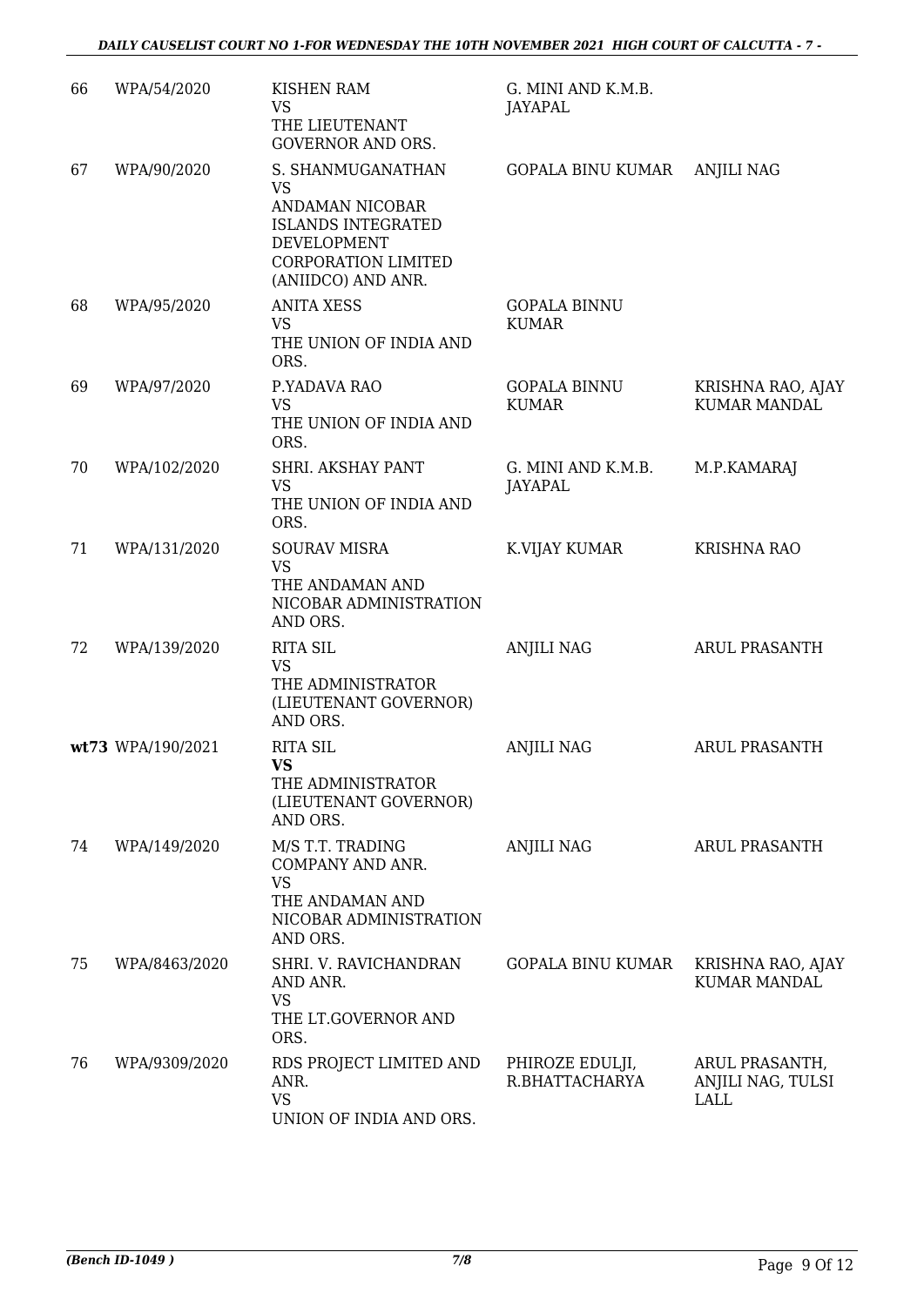| | | | | |
|---|---|---|---|---|
| 66 | WPA/54/2020 | KISHEN RAM<br>VS<br>THE LIEUTENANT GOVERNOR AND ORS. | G. MINI AND K.M.B. JAYAPAL | |
| 67 | WPA/90/2020 | S. SHANMUGANATHAN<br>VS<br>ANDAMAN NICOBAR ISLANDS INTEGRATED DEVELOPMENT CORPORATION LIMITED (ANIIDCO) AND ANR. | GOPALA BINU KUMAR | ANJILI NAG |
| 68 | WPA/95/2020 | ANITA XESS<br>VS<br>THE UNION OF INDIA AND ORS. | GOPALA BINNU KUMAR | |
| 69 | WPA/97/2020 | P.YADAVA RAO<br>VS<br>THE UNION OF INDIA AND ORS. | GOPALA BINNU KUMAR | KRISHNA RAO, AJAY KUMAR MANDAL |
| 70 | WPA/102/2020 | SHRI. AKSHAY PANT<br>VS<br>THE UNION OF INDIA AND ORS. | G. MINI AND K.M.B. JAYAPAL | M.P.KAMARAJ |
| 71 | WPA/131/2020 | SOURAV MISRA<br>VS<br>THE ANDAMAN AND NICOBAR ADMINISTRATION AND ORS. | K.VIJAY KUMAR | KRISHNA RAO |
| 72 | WPA/139/2020 | RITA SIL<br>VS<br>THE ADMINISTRATOR (LIEUTENANT GOVERNOR) AND ORS. | ANJILI NAG | ARUL PRASANTH |
| **wt73** | WPA/190/2021 | RITA SIL<br>**VS**<br>THE ADMINISTRATOR (LIEUTENANT GOVERNOR) AND ORS. | ANJILI NAG | ARUL PRASANTH |
| 74 | WPA/149/2020 | M/S T.T. TRADING COMPANY AND ANR.<br>VS<br>THE ANDAMAN AND NICOBAR ADMINISTRATION AND ORS. | ANJILI NAG | ARUL PRASANTH |
| 75 | WPA/8463/2020 | SHRI. V. RAVICHANDRAN AND ANR.<br>VS<br>THE LT.GOVERNOR AND ORS. | GOPALA BINU KUMAR | KRISHNA RAO, AJAY KUMAR MANDAL |
| 76 | WPA/9309/2020 | RDS PROJECT LIMITED AND ANR.<br>VS<br>UNION OF INDIA AND ORS. | PHIROZE EDULJI, R.BHATTACHARYA | ARUL PRASANTH, ANJILI NAG, TULSI LALL |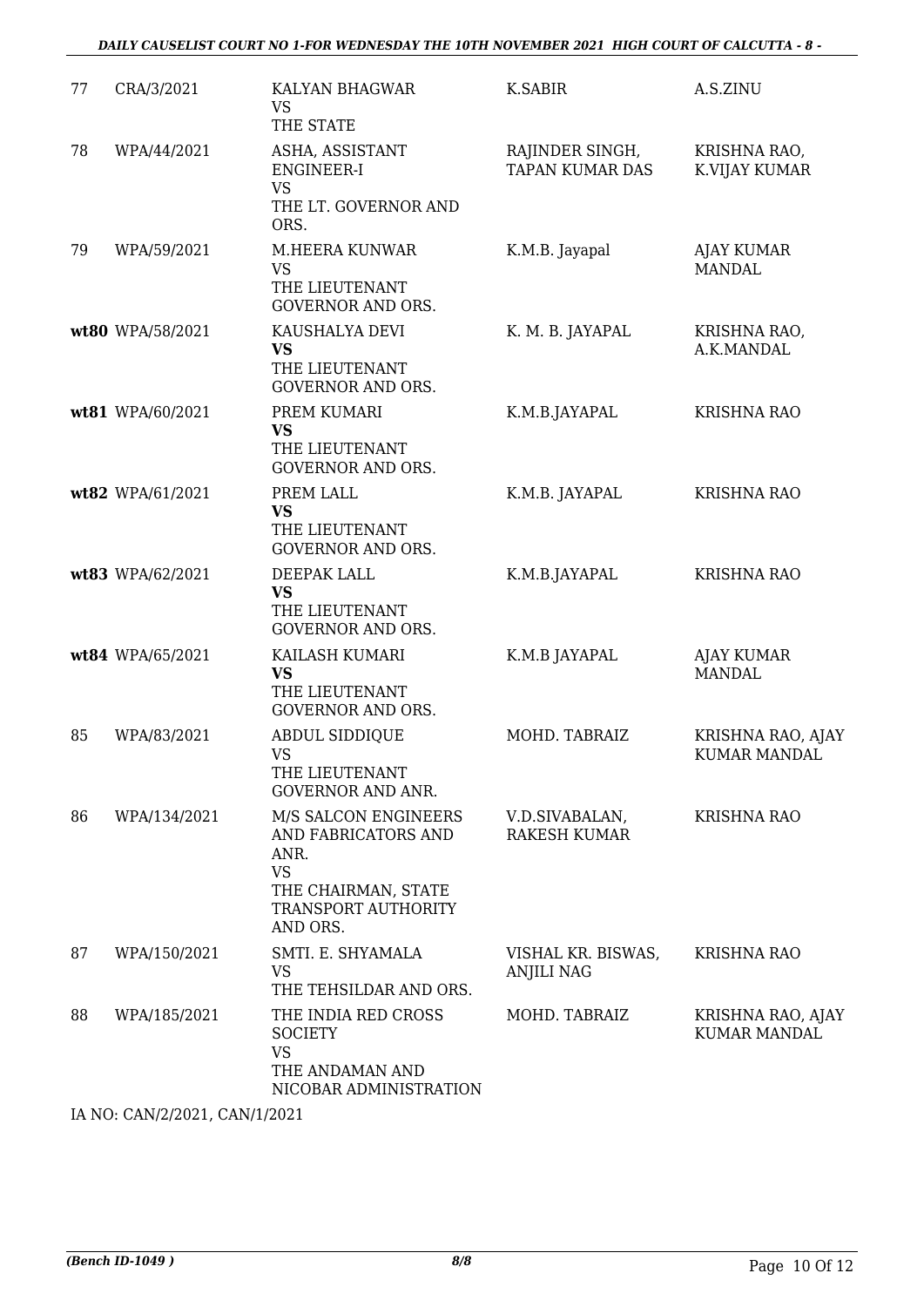| | | | | |
|---|---|---|---|---|
| 77 | CRA/3/2021 | KALYAN BHAGWAR<br>VS<br>THE STATE | K.SABIR | A.S.ZINU |
| 78 | WPA/44/2021 | ASHA, ASSISTANT ENGINEER-I<br>VS<br>THE LT. GOVERNOR AND ORS. | RAJINDER SINGH, TAPAN KUMAR DAS | KRISHNA RAO, K.VIJAY KUMAR |
| 79 | WPA/59/2021 | M.HEERA KUNWAR<br>VS<br>THE LIEUTENANT GOVERNOR AND ORS. | K.M.B. Jayapal | AJAY KUMAR MANDAL |
| **wt80** | WPA/58/2021 | KAUSHALYA DEVI<br>**VS**<br>THE LIEUTENANT GOVERNOR AND ORS. | K. M. B. JAYAPAL | KRISHNA RAO, A.K.MANDAL |
| **wt81** | WPA/60/2021 | PREM KUMARI<br>**VS**<br>THE LIEUTENANT GOVERNOR AND ORS. | K.M.B.JAYAPAL | KRISHNA RAO |
| **wt82** | WPA/61/2021 | PREM LALL<br>**VS**<br>THE LIEUTENANT GOVERNOR AND ORS. | K.M.B. JAYAPAL | KRISHNA RAO |
| **wt83** | WPA/62/2021 | DEEPAK LALL<br>**VS**<br>THE LIEUTENANT GOVERNOR AND ORS. | K.M.B.JAYAPAL | KRISHNA RAO |
| **wt84** | WPA/65/2021 | KAILASH KUMARI<br>**VS**<br>THE LIEUTENANT GOVERNOR AND ORS. | K.M.B JAYAPAL | AJAY KUMAR MANDAL |
| 85 | WPA/83/2021 | ABDUL SIDDIQUE<br>VS<br>THE LIEUTENANT GOVERNOR AND ANR. | MOHD. TABRAIZ | KRISHNA RAO, AJAY KUMAR MANDAL |
| 86 | WPA/134/2021 | M/S SALCON ENGINEERS AND FABRICATORS AND ANR.<br>VS<br>THE CHAIRMAN, STATE TRANSPORT AUTHORITY AND ORS. | V.D.SIVABALAN, RAKESH KUMAR | KRISHNA RAO |
| 87 | WPA/150/2021 | SMTI. E. SHYAMALA<br>VS<br>THE TEHSILDAR AND ORS. | VISHAL KR. BISWAS, ANJILI NAG | KRISHNA RAO |
| 88 | WPA/185/2021 | THE INDIA RED CROSS SOCIETY<br>VS<br>THE ANDAMAN AND NICOBAR ADMINISTRATION | MOHD. TABRAIZ | KRISHNA RAO, AJAY KUMAR MANDAL |

IA NO: CAN/2/2021, CAN/1/2021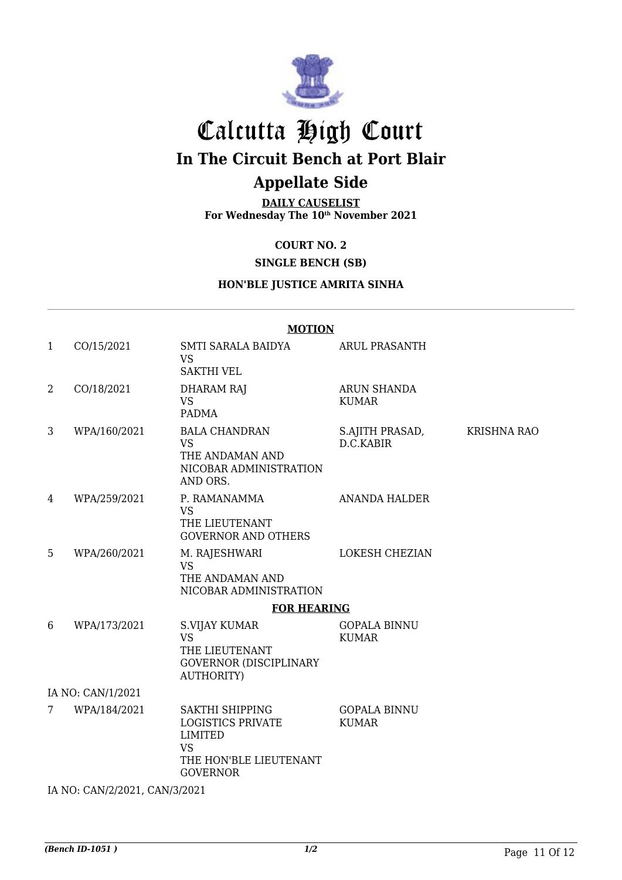# Calcutta High Court

## In The Circuit Bench at Port Blair

## Appellate Side

**DAILY CAUSELIST**
**For Wednesday The 10th November 2021**

**COURT NO. 2**

**SINGLE BENCH (SB)**

**HON'BLE JUSTICE AMRITA SINHA**

**MOTION**

| | | | | |
|---|---|---|---|---|
| 1 | CO/15/2021 | SMTI SARALA BAIDYA VS SAKTHI VEL | ARUL PRASANTH | |
| 2 | CO/18/2021 | DHARAM RAJ VS PADMA | ARUN SHANDA KUMAR | |
| 3 | WPA/160/2021 | BALA CHANDRAN VS THE ANDAMAN AND NICOBAR ADMINISTRATION AND ORS. | S.AJITH PRASAD, D.C.KABIR | KRISHNA RAO |
| 4 | WPA/259/2021 | P. RAMANAMMA VS THE LIEUTENANT GOVERNOR AND OTHERS | ANANDA HALDER | |
| 5 | WPA/260/2021 | M. RAJESHWARI VS THE ANDAMAN AND NICOBAR ADMINISTRATION | LOKESH CHEZIAN | |

**FOR HEARING**

| | | | | |
|---|---|---|---|---|
| 6 | WPA/173/2021 | S.VIJAY KUMAR VS THE LIEUTENANT GOVERNOR (DISCIPLINARY AUTHORITY) | GOPALA BINNU KUMAR | |
| | IA NO: CAN/1/2021 | | | |
| 7 | WPA/184/2021 | SAKTHI SHIPPING LOGISTICS PRIVATE LIMITED VS THE HON'BLE LIEUTENANT GOVERNOR | GOPALA BINNU KUMAR | |
| | IA NO: CAN/2/2021, CAN/3/2021 | | | |

*(Bench ID-1051 )* 1/2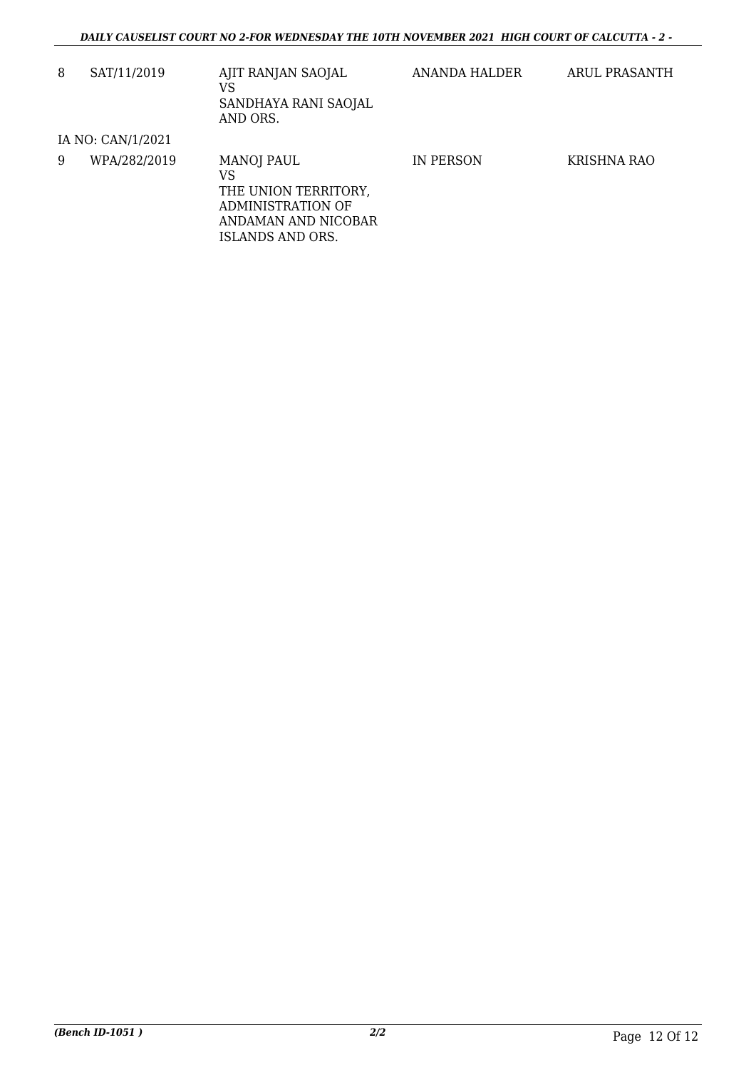| | | | | |
|---|---|---|---|---|
| 8 | SAT/11/2019 | AJIT RANJAN SAOJAL<br>VS<br>SANDHAYA RANI SAOJAL<br>AND ORS. | ANANDA HALDER | ARUL PRASANTH |
| IA NO: CAN/1/2021 | | | | |
| 9 | WPA/282/2019 | MANOJ PAUL<br>VS<br>THE UNION TERRITORY,<br>ADMINISTRATION OF<br>ANDAMAN AND NICOBAR<br>ISLANDS AND ORS. | IN PERSON | KRISHNA RAO |